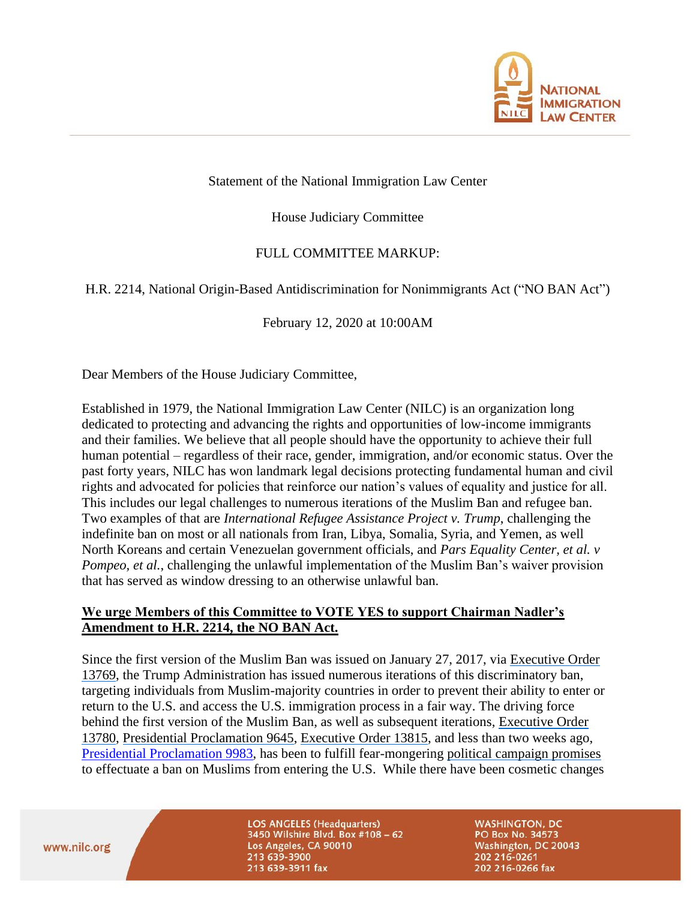Statement of the National Immigration Law Center

House Judiciary Committee

FULL COMMITTEE MARKUP:

H.R. 2214, National Origin-Based Antidiscrimination for Nonimmigrants Act ("NO BAN Act")

February 12, 2020 at 10:00AM

Dear Members of the House Judiciary Committee,

Established in 1979, the National Immigration Law Center (NILC) is an organization long dedicated to protecting and advancing the rights and opportunities of low-income immigrants and their families. We believe that all people should have the opportunity to achieve their full human potential – regardless of their race, gender, immigration, and/or economic status. Over the past forty years, NILC has won landmark legal decisions protecting fundamental human and civil rights and advocated for policies that reinforce our nation's values of equality and justice for all. This includes our legal challenges to numerous iterations of the Muslim Ban and refugee ban. Two examples of that are *International Refugee Assistance Project v. Trump*, challenging the indefinite ban on most or all nationals from Iran, Libya, Somalia, Syria, and Yemen, as well North Koreans and certain Venezuelan government officials, and *Pars Equality Center, et al. v Pompeo, et al.*, challenging the unlawful implementation of the Muslim Ban's waiver provision that has served as window dressing to an otherwise unlawful ban.

**We urge Members of this Committee to VOTE YES to support Chairman Nadler's Amendment to H.R. 2214, the NO BAN Act.**

Since the first version of the Muslim Ban was issued on January 27, 2017, via Executive Order 13769, the Trump Administration has issued numerous iterations of this discriminatory ban, targeting individuals from Muslim-majority countries in order to prevent their ability to enter or return to the U.S. and access the U.S. immigration process in a fair way. The driving force behind the first version of the Muslim Ban, as well as subsequent iterations, Executive Order 13780, Presidential Proclamation 9645, Executive Order 13815, and less than two weeks ago, Presidential Proclamation 9983, has been to fulfill fear-mongering political campaign promises to effectuate a ban on Muslims from entering the U.S. While there have been cosmetic changes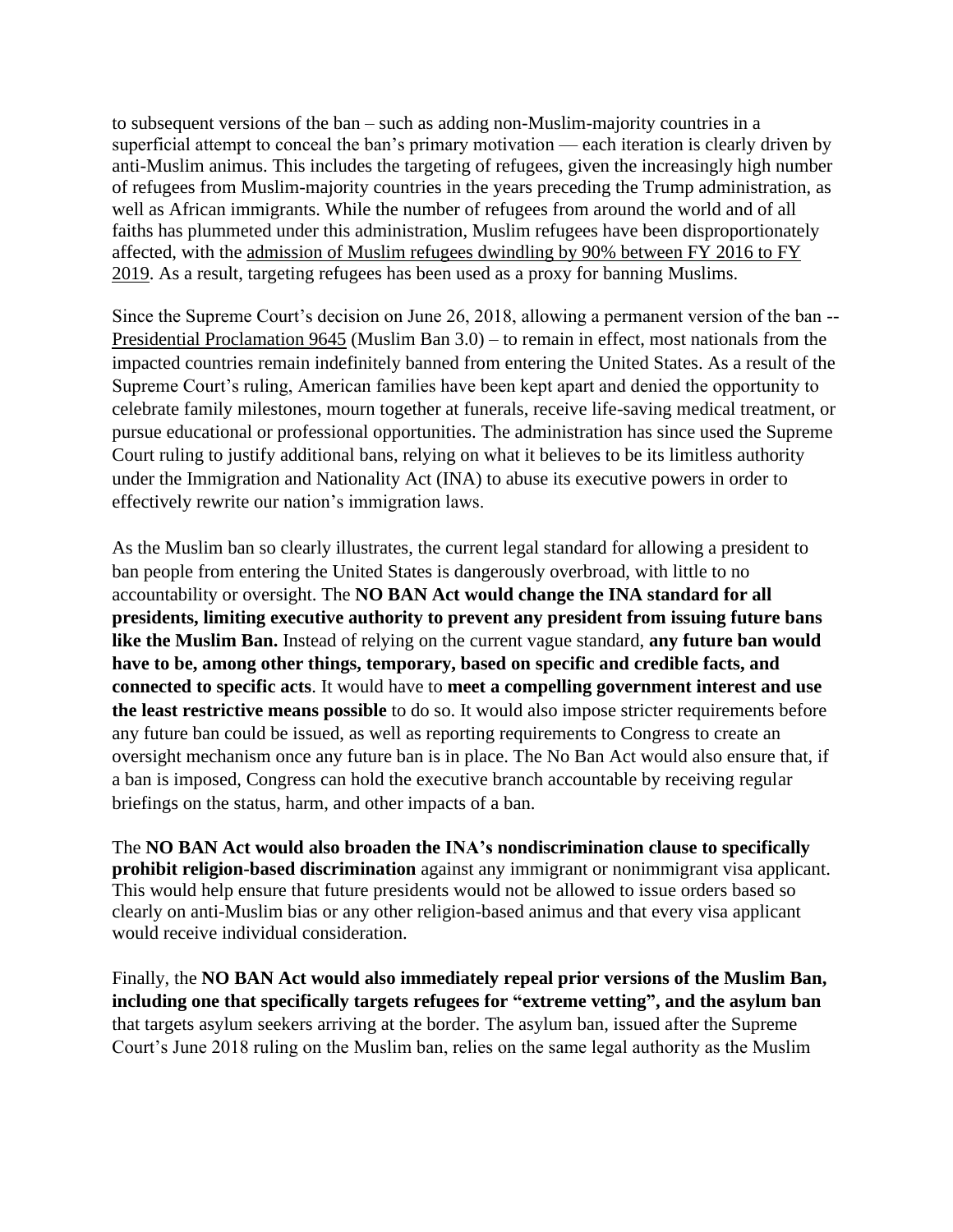to subsequent versions of the ban – such as adding non-Muslim-majority countries in a superficial attempt to conceal the ban's primary motivation — each iteration is clearly driven by anti-Muslim animus. This includes the targeting of refugees, given the increasingly high number of refugees from Muslim-majority countries in the years preceding the Trump administration, as well as African immigrants. While the number of refugees from around the world and of all faiths has plummeted under this administration, Muslim refugees have been disproportionately affected, with the admission of Muslim refugees dwindling by 90% between FY 2016 to FY 2019. As a result, targeting refugees has been used as a proxy for banning Muslims.

Since the Supreme Court's decision on June 26, 2018, allowing a permanent version of the ban -- Presidential Proclamation 9645 (Muslim Ban 3.0) – to remain in effect, most nationals from the impacted countries remain indefinitely banned from entering the United States. As a result of the Supreme Court's ruling, American families have been kept apart and denied the opportunity to celebrate family milestones, mourn together at funerals, receive life-saving medical treatment, or pursue educational or professional opportunities. The administration has since used the Supreme Court ruling to justify additional bans, relying on what it believes to be its limitless authority under the Immigration and Nationality Act (INA) to abuse its executive powers in order to effectively rewrite our nation's immigration laws.

As the Muslim ban so clearly illustrates, the current legal standard for allowing a president to ban people from entering the United States is dangerously overbroad, with little to no accountability or oversight. The **NO BAN Act would change the INA standard for all presidents, limiting executive authority to prevent any president from issuing future bans like the Muslim Ban.** Instead of relying on the current vague standard, **any future ban would have to be, among other things, temporary, based on specific and credible facts, and connected to specific acts**. It would have to **meet a compelling government interest and use the least restrictive means possible** to do so. It would also impose stricter requirements before any future ban could be issued, as well as reporting requirements to Congress to create an oversight mechanism once any future ban is in place. The No Ban Act would also ensure that, if a ban is imposed, Congress can hold the executive branch accountable by receiving regular briefings on the status, harm, and other impacts of a ban.

The **NO BAN Act would also broaden the INA's nondiscrimination clause to specifically prohibit religion-based discrimination** against any immigrant or nonimmigrant visa applicant. This would help ensure that future presidents would not be allowed to issue orders based so clearly on anti-Muslim bias or any other religion-based animus and that every visa applicant would receive individual consideration.

Finally, the **NO BAN Act would also immediately repeal prior versions of the Muslim Ban, including one that specifically targets refugees for "extreme vetting", and the asylum ban** that targets asylum seekers arriving at the border. The asylum ban, issued after the Supreme Court's June 2018 ruling on the Muslim ban, relies on the same legal authority as the Muslim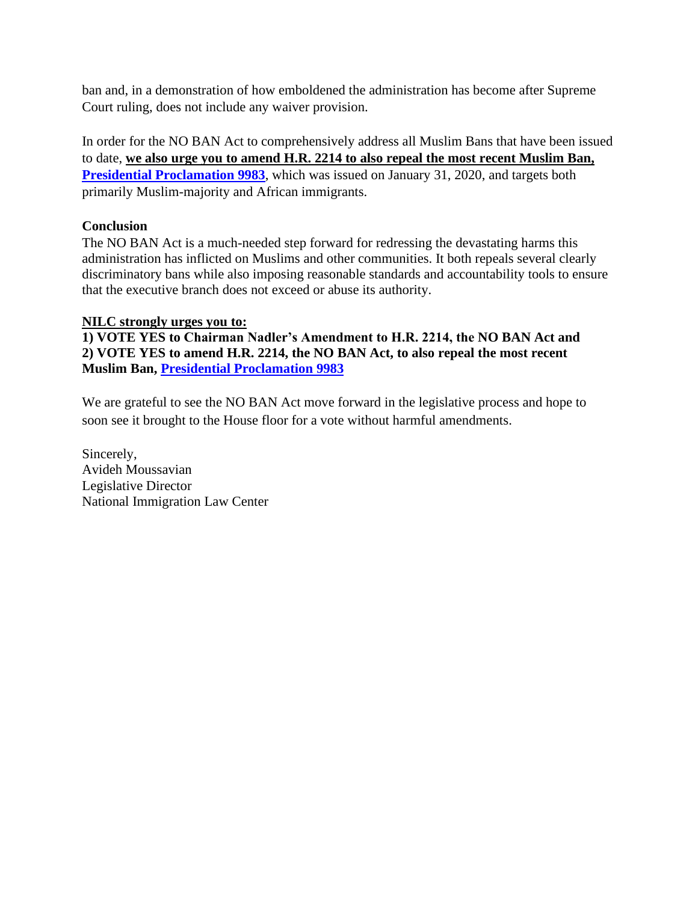ban and, in a demonstration of how emboldened the administration has become after Supreme Court ruling, does not include any waiver provision.

In order for the NO BAN Act to comprehensively address all Muslim Bans that have been issued to date, **<u>we also urge you to amend H.R. 2214 to also repeal the most recent Muslim Ban,</u> [Presidential Proclamation 9983](#)**, which was issued on January 31, 2020, and targets both primarily Muslim-majority and African immigrants.

**Conclusion**

The NO BAN Act is a much-needed step forward for redressing the devastating harms this administration has inflicted on Muslims and other communities. It both repeals several clearly discriminatory bans while also imposing reasonable standards and accountability tools to ensure that the executive branch does not exceed or abuse its authority.

**<u>NILC strongly urges you to:</u>**
**1) VOTE YES to Chairman Nadler's Amendment to H.R. 2214, the NO BAN Act and**
**2) VOTE YES to amend H.R. 2214, the NO BAN Act, to also repeal the most recent Muslim Ban, [Presidential Proclamation 9983](#)**

We are grateful to see the NO BAN Act move forward in the legislative process and hope to soon see it brought to the House floor for a vote without harmful amendments.

Sincerely,
Avideh Moussavian
Legislative Director
National Immigration Law Center